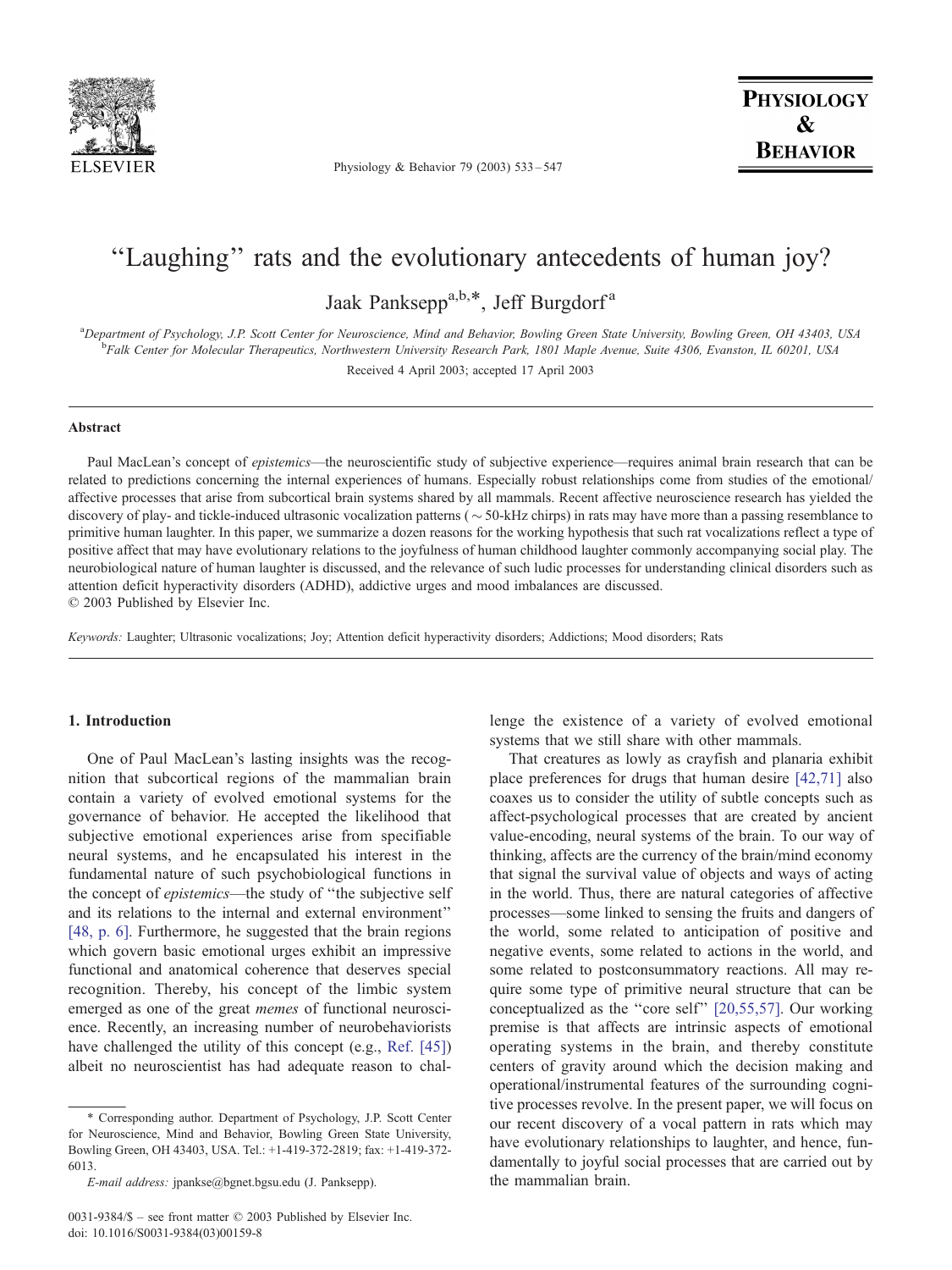# "Laughing" rats and the evolutionary antecedents of human joy?

Jaak Panksepp[a,b,*], Jeff Burgdorf[a]

[a]Department of Psychology, J.P. Scott Center for Neuroscience, Mind and Behavior, Bowling Green State University, Bowling Green, OH 43403, USA
[b]Falk Center for Molecular Therapeutics, Northwestern University Research Park, 1801 Maple Avenue, Suite 4306, Evanston, IL 60201, USA

Received 4 April 2003; accepted 17 April 2003

## Abstract

Paul MacLean's concept of *epistemics*—the neuroscientific study of subjective experience—requires animal brain research that can be related to predictions concerning the internal experiences of humans. Especially robust relationships come from studies of the emotional/affective processes that arise from subcortical brain systems shared by all mammals. Recent affective neuroscience research has yielded the discovery of play- and tickle-induced ultrasonic vocalization patterns (~50-kHz chirps) in rats may have more than a passing resemblance to primitive human laughter. In this paper, we summarize a dozen reasons for the working hypothesis that such rat vocalizations reflect a type of positive affect that may have evolutionary relations to the joyfulness of human childhood laughter commonly accompanying social play. The neurobiological nature of human laughter is discussed, and the relevance of such ludic processes for understanding clinical disorders such as attention deficit hyperactivity disorders (ADHD), addictive urges and mood imbalances are discussed.
© 2003 Published by Elsevier Inc.

*Keywords:* Laughter; Ultrasonic vocalizations; Joy; Attention deficit hyperactivity disorders; Addictions; Mood disorders; Rats

## 1. Introduction

One of Paul MacLean's lasting insights was the recognition that subcortical regions of the mammalian brain contain a variety of evolved emotional systems for the governance of behavior. He accepted the likelihood that subjective emotional experiences arise from specifiable neural systems, and he encapsulated his interest in the fundamental nature of such psychobiological functions in the concept of *epistemics*—the study of "the subjective self and its relations to the internal and external environment" [48, p. 6]. Furthermore, he suggested that the brain regions which govern basic emotional urges exhibit an impressive functional and anatomical coherence that deserves special recognition. Thereby, his concept of the limbic system emerged as one of the great *memes* of functional neuroscience. Recently, an increasing number of neurobehaviorists have challenged the utility of this concept (e.g., Ref. [45]) albeit no neuroscientist has had adequate reason to challenge the existence of a variety of evolved emotional systems that we still share with other mammals.

That creatures as lowly as crayfish and planaria exhibit place preferences for drugs that human desire [42,71] also coaxes us to consider the utility of subtle concepts such as affect-psychological processes that are created by ancient value-encoding, neural systems of the brain. To our way of thinking, affects are the currency of the brain/mind economy that signal the survival value of objects and ways of acting in the world. Thus, there are natural categories of affective processes—some linked to sensing the fruits and dangers of the world, some related to anticipation of positive and negative events, some related to actions in the world, and some related to postconsummatory reactions. All may require some type of primitive neural structure that can be conceptualized as the "core self" [20,55,57]. Our working premise is that affects are intrinsic aspects of emotional operating systems in the brain, and thereby constitute centers of gravity around which the decision making and operational/instrumental features of the surrounding cognitive processes revolve. In the present paper, we will focus on our recent discovery of a vocal pattern in rats which may have evolutionary relationships to laughter, and hence, fundamentally to joyful social processes that are carried out by the mammalian brain.

* Corresponding author. Department of Psychology, J.P. Scott Center for Neuroscience, Mind and Behavior, Bowling Green State University, Bowling Green, OH 43403, USA. Tel.: +1-419-372-2819; fax: +1-419-372-6013.

*E-mail address:* jpankse@bgnet.bgsu.edu (J. Panksepp).

0031-9384/$ – see front matter © 2003 Published by Elsevier Inc.
doi: 10.1016/S0031-9384(03)00159-8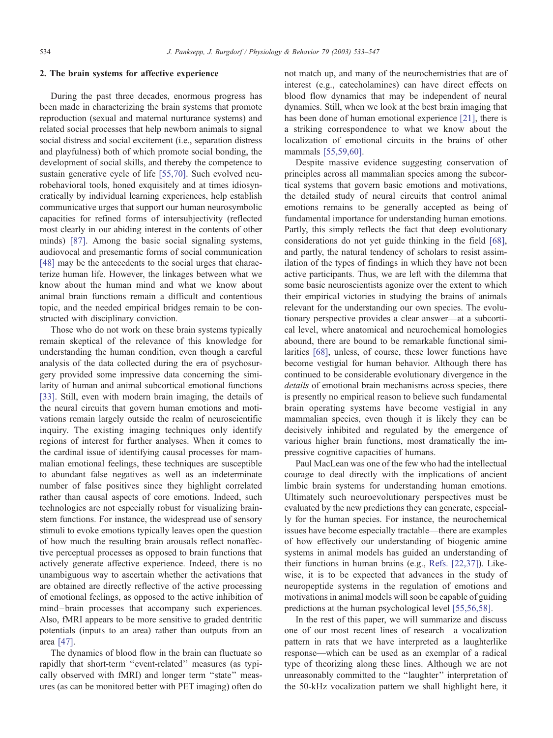## 2. The brain systems for affective experience

During the past three decades, enormous progress has been made in characterizing the brain systems that promote reproduction (sexual and maternal nurturance systems) and related social processes that help newborn animals to signal social distress and social excitement (i.e., separation distress and playfulness) both of which promote social bonding, the development of social skills, and thereby the competence to sustain generative cycle of life [55,70]. Such evolved neurobehavioral tools, honed exquisitely and at times idiosyncratically by individual learning experiences, help establish communicative urges that support our human neurosymbolic capacities for refined forms of intersubjectivity (reflected most clearly in our abiding interest in the contents of other minds) [87]. Among the basic social signaling systems, audiovocal and presemantic forms of social communication [48] may be the antecedents to the social urges that characterize human life. However, the linkages between what we know about the human mind and what we know about animal brain functions remain a difficult and contentious topic, and the needed empirical bridges remain to be constructed with disciplinary conviction.

Those who do not work on these brain systems typically remain skeptical of the relevance of this knowledge for understanding the human condition, even though a careful analysis of the data collected during the era of psychosurgery provided some impressive data concerning the similarity of human and animal subcortical emotional functions [33]. Still, even with modern brain imaging, the details of the neural circuits that govern human emotions and motivations remain largely outside the realm of neuroscientific inquiry. The existing imaging techniques only identify regions of interest for further analyses. When it comes to the cardinal issue of identifying causal processes for mammalian emotional feelings, these techniques are susceptible to abundant false negatives as well as an indeterminate number of false positives since they highlight correlated rather than causal aspects of core emotions. Indeed, such technologies are not especially robust for visualizing brainstem functions. For instance, the widespread use of sensory stimuli to evoke emotions typically leaves open the question of how much the resulting brain arousals reflect nonaffective perceptual processes as opposed to brain functions that actively generate affective experience. Indeed, there is no unambiguous way to ascertain whether the activations that are obtained are directly reflective of the active processing of emotional feelings, as opposed to the active inhibition of mind–brain processes that accompany such experiences. Also, fMRI appears to be more sensitive to graded dentritic potentials (inputs to an area) rather than outputs from an area [47].

The dynamics of blood flow in the brain can fluctuate so rapidly that short-term "event-related" measures (as typically observed with fMRI) and longer term "state" measures (as can be monitored better with PET imaging) often do not match up, and many of the neurochemistries that are of interest (e.g., catecholamines) can have direct effects on blood flow dynamics that may be independent of neural dynamics. Still, when we look at the best brain imaging that has been done of human emotional experience [21], there is a striking correspondence to what we know about the localization of emotional circuits in the brains of other mammals [55,59,60].

Despite massive evidence suggesting conservation of principles across all mammalian species among the subcortical systems that govern basic emotions and motivations, the detailed study of neural circuits that control animal emotions remains to be generally accepted as being of fundamental importance for understanding human emotions. Partly, this simply reflects the fact that deep evolutionary considerations do not yet guide thinking in the field [68], and partly, the natural tendency of scholars to resist assimilation of the types of findings in which they have not been active participants. Thus, we are left with the dilemma that some basic neuroscientists agonize over the extent to which their empirical victories in studying the brains of animals relevant for the understanding our own species. The evolutionary perspective provides a clear answer—at a subcortical level, where anatomical and neurochemical homologies abound, there are bound to be remarkable functional similarities [68], unless, of course, these lower functions have become vestigial for human behavior. Although there has continued to be considerable evolutionary divergence in the *details* of emotional brain mechanisms across species, there is presently no empirical reason to believe such fundamental brain operating systems have become vestigial in any mammalian species, even though it is likely they can be decisively inhibited and regulated by the emergence of various higher brain functions, most dramatically the impressive cognitive capacities of humans.

Paul MacLean was one of the few who had the intellectual courage to deal directly with the implications of ancient limbic brain systems for understanding human emotions. Ultimately such neuroevolutionary perspectives must be evaluated by the new predictions they can generate, especially for the human species. For instance, the neurochemical issues have become especially tractable—there are examples of how effectively our understanding of biogenic amine systems in animal models has guided an understanding of their functions in human brains (e.g., Refs. [22,37]). Likewise, it is to be expected that advances in the study of neuropeptide systems in the regulation of emotions and motivations in animal models will soon be capable of guiding predictions at the human psychological level [55,56,58].

In the rest of this paper, we will summarize and discuss one of our most recent lines of research—a vocalization pattern in rats that we have interpreted as a laughterlike response—which can be used as an exemplar of a radical type of theorizing along these lines. Although we are not unreasonably committed to the "laughter" interpretation of the 50-kHz vocalization pattern we shall highlight here, it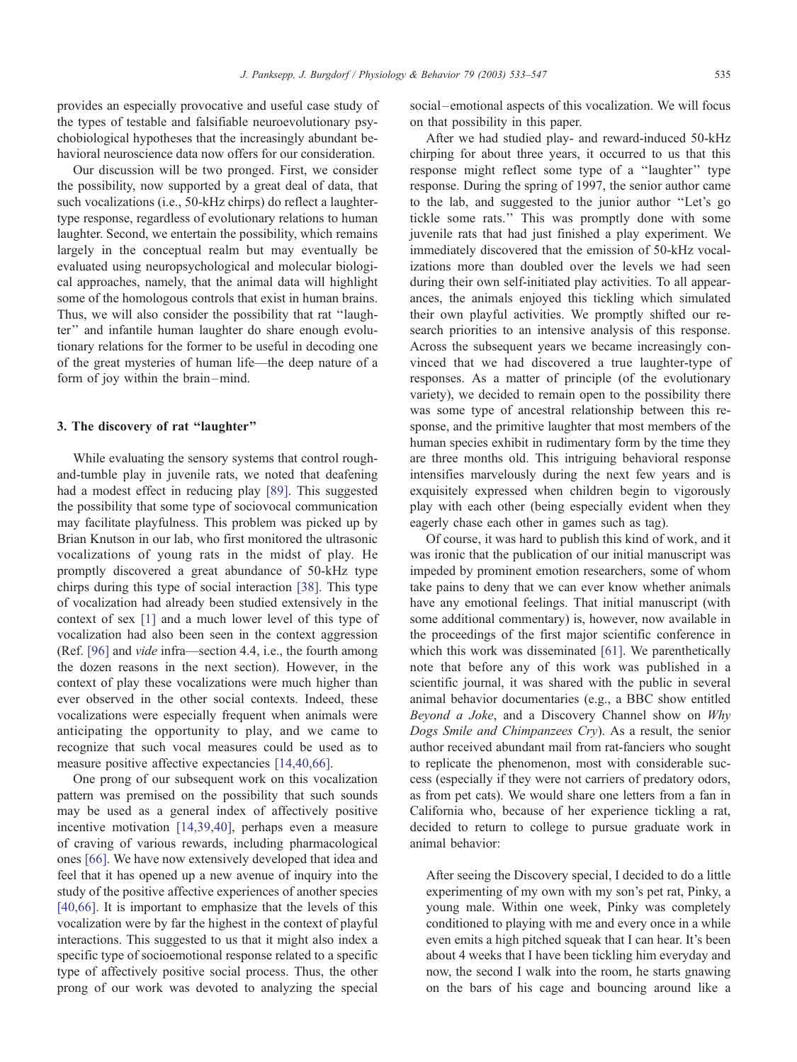provides an especially provocative and useful case study of the types of testable and falsifiable neuroevolutionary psychobiological hypotheses that the increasingly abundant behavioral neuroscience data now offers for our consideration.

Our discussion will be two pronged. First, we consider the possibility, now supported by a great deal of data, that such vocalizations (i.e., 50-kHz chirps) do reflect a laughter-type response, regardless of evolutionary relations to human laughter. Second, we entertain the possibility, which remains largely in the conceptual realm but may eventually be evaluated using neuropsychological and molecular biological approaches, namely, that the animal data will highlight some of the homologous controls that exist in human brains. Thus, we will also consider the possibility that rat "laughter" and infantile human laughter do share enough evolutionary relations for the former to be useful in decoding one of the great mysteries of human life—the deep nature of a form of joy within the brain–mind.

## 3. The discovery of rat "laughter"

While evaluating the sensory systems that control rough-and-tumble play in juvenile rats, we noted that deafening had a modest effect in reducing play [89]. This suggested the possibility that some type of sociovocal communication may facilitate playfulness. This problem was picked up by Brian Knutson in our lab, who first monitored the ultrasonic vocalizations of young rats in the midst of play. He promptly discovered a great abundance of 50-kHz type chirps during this type of social interaction [38]. This type of vocalization had already been studied extensively in the context of sex [1] and a much lower level of this type of vocalization had also been seen in the context aggression (Ref. [96] and *vide* infra—section 4.4, i.e., the fourth among the dozen reasons in the next section). However, in the context of play these vocalizations were much higher than ever observed in the other social contexts. Indeed, these vocalizations were especially frequent when animals were anticipating the opportunity to play, and we came to recognize that such vocal measures could be used as to measure positive affective expectancies [14,40,66].

One prong of our subsequent work on this vocalization pattern was premised on the possibility that such sounds may be used as a general index of affectively positive incentive motivation [14,39,40], perhaps even a measure of craving of various rewards, including pharmacological ones [66]. We have now extensively developed that idea and feel that it has opened up a new avenue of inquiry into the study of the positive affective experiences of another species [40,66]. It is important to emphasize that the levels of this vocalization were by far the highest in the context of playful interactions. This suggested to us that it might also index a specific type of socioemotional response related to a specific type of affectively positive social process. Thus, the other prong of our work was devoted to analyzing the special social–emotional aspects of this vocalization. We will focus on that possibility in this paper.

After we had studied play- and reward-induced 50-kHz chirping for about three years, it occurred to us that this response might reflect some type of a "laughter" type response. During the spring of 1997, the senior author came to the lab, and suggested to the junior author "Let's go tickle some rats." This was promptly done with some juvenile rats that had just finished a play experiment. We immediately discovered that the emission of 50-kHz vocalizations more than doubled over the levels we had seen during their own self-initiated play activities. To all appearances, the animals enjoyed this tickling which simulated their own playful activities. We promptly shifted our research priorities to an intensive analysis of this response. Across the subsequent years we became increasingly convinced that we had discovered a true laughter-type of responses. As a matter of principle (of the evolutionary variety), we decided to remain open to the possibility there was some type of ancestral relationship between this response, and the primitive laughter that most members of the human species exhibit in rudimentary form by the time they are three months old. This intriguing behavioral response intensifies marvelously during the next few years and is exquisitely expressed when children begin to vigorously play with each other (being especially evident when they eagerly chase each other in games such as tag).

Of course, it was hard to publish this kind of work, and it was ironic that the publication of our initial manuscript was impeded by prominent emotion researchers, some of whom take pains to deny that we can ever know whether animals have any emotional feelings. That initial manuscript (with some additional commentary) is, however, now available in the proceedings of the first major scientific conference in which this work was disseminated [61]. We parenthetically note that before any of this work was published in a scientific journal, it was shared with the public in several animal behavior documentaries (e.g., a BBC show entitled *Beyond a Joke*, and a Discovery Channel show on *Why Dogs Smile and Chimpanzees Cry*). As a result, the senior author received abundant mail from rat-fanciers who sought to replicate the phenomenon, most with considerable success (especially if they were not carriers of predatory odors, as from pet cats). We would share one letters from a fan in California who, because of her experience tickling a rat, decided to return to college to pursue graduate work in animal behavior:

> After seeing the Discovery special, I decided to do a little experimenting of my own with my son's pet rat, Pinky, a young male. Within one week, Pinky was completely conditioned to playing with me and every once in a while even emits a high pitched squeak that I can hear. It's been about 4 weeks that I have been tickling him everyday and now, the second I walk into the room, he starts gnawing on the bars of his cage and bouncing around like a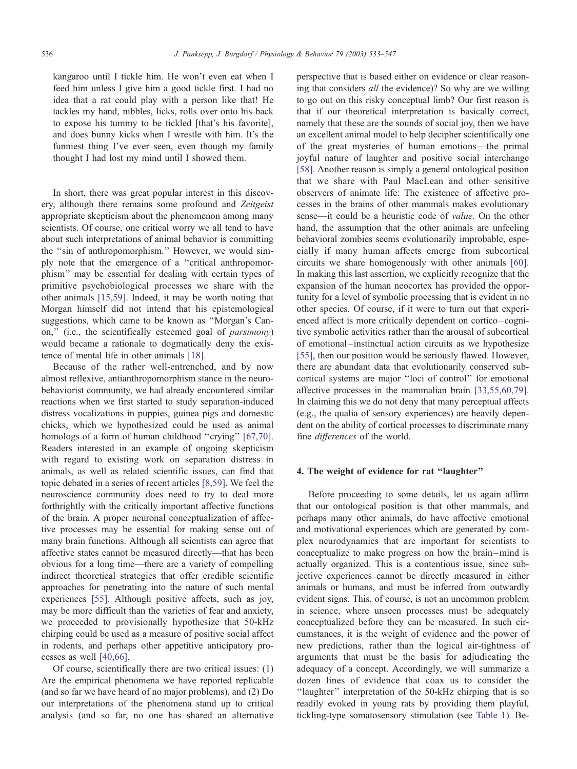kangaroo until I tickle him. He won't even eat when I feed him unless I give him a good tickle first. I had no idea that a rat could play with a person like that! He tackles my hand, nibbles, licks, rolls over onto his back to expose his tummy to be tickled [that's his favorite], and does bunny kicks when I wrestle with him. It's the funniest thing I've ever seen, even though my family thought I had lost my mind until I showed them.

In short, there was great popular interest in this discovery, although there remains some profound and *Zeitgeist* appropriate skepticism about the phenomenon among many scientists. Of course, one critical worry we all tend to have about such interpretations of animal behavior is committing the "sin of anthropomorphism." However, we would simply note that the emergence of a "critical anthropomorphism" may be essential for dealing with certain types of primitive psychobiological processes we share with the other animals [15,59]. Indeed, it may be worth noting that Morgan himself did not intend that his epistemological suggestions, which came to be known as "Morgan's Canon," (i.e., the scientifically esteemed goal of *parsimony*) would became a rationale to dogmatically deny the existence of mental life in other animals [18].

Because of the rather well-entrenched, and by now almost reflexive, antianthropomorphism stance in the neurobehaviorist community, we had already encountered similar reactions when we first started to study separation-induced distress vocalizations in puppies, guinea pigs and domestic chicks, which we hypothesized could be used as animal homologs of a form of human childhood "crying" [67,70]. Readers interested in an example of ongoing skepticism with regard to existing work on separation distress in animals, as well as related scientific issues, can find that topic debated in a series of recent articles [8,59]. We feel the neuroscience community does need to try to deal more forthrightly with the critically important affective functions of the brain. A proper neuronal conceptualization of affective processes may be essential for making sense out of many brain functions. Although all scientists can agree that affective states cannot be measured directly—that has been obvious for a long time—there are a variety of compelling indirect theoretical strategies that offer credible scientific approaches for penetrating into the nature of such mental experiences [55]. Although positive affects, such as joy, may be more difficult than the varieties of fear and anxiety, we proceeded to provisionally hypothesize that 50-kHz chirping could be used as a measure of positive social affect in rodents, and perhaps other appetitive anticipatory processes as well [40,66].

Of course, scientifically there are two critical issues: (1) Are the empirical phenomena we have reported replicable (and so far we have heard of no major problems), and (2) Do our interpretations of the phenomena stand up to critical analysis (and so far, no one has shared an alternative perspective that is based either on evidence or clear reasoning that considers *all* the evidence)? So why are we willing to go out on this risky conceptual limb? Our first reason is that if our theoretical interpretation is basically correct, namely that these are the sounds of social joy, then we have an excellent animal model to help decipher scientifically one of the great mysteries of human emotions—the primal joyful nature of laughter and positive social interchange [58]. Another reason is simply a general ontological position that we share with Paul MacLean and other sensitive observers of animate life: The existence of affective processes in the brains of other mammals makes evolutionary sense—it could be a heuristic code of *value*. On the other hand, the assumption that the other animals are unfeeling behavioral zombies seems evolutionarily improbable, especially if many human affects emerge from subcortical circuits we share homogenously with other animals [60]. In making this last assertion, we explicitly recognize that the expansion of the human neocortex has provided the opportunity for a level of symbolic processing that is evident in no other species. Of course, if it were to turn out that experienced affect is more critically dependent on cortico–cognitive symbolic activities rather than the arousal of subcortical of emotional–instinctual action circuits as we hypothesize [55], then our position would be seriously flawed. However, there are abundant data that evolutionarily conserved subcortical systems are major "loci of control" for emotional affective processes in the mammalian brain [33,55,60,79]. In claiming this we do not deny that many perceptual affects (e.g., the qualia of sensory experiences) are heavily dependent on the ability of cortical processes to discriminate many fine *differences* of the world.

## 4. The weight of evidence for rat "laughter"

Before proceeding to some details, let us again affirm that our ontological position is that other mammals, and perhaps many other animals, do have affective emotional and motivational experiences which are generated by complex neurodynamics that are important for scientists to conceptualize to make progress on how the brain–mind is actually organized. This is a contentious issue, since subjective experiences cannot be directly measured in either animals or humans, and must be inferred from outwardly evident signs. This, of course, is not an uncommon problem in science, where unseen processes must be adequately conceptualized before they can be measured. In such circumstances, it is the weight of evidence and the power of new predictions, rather than the logical air-tightness of arguments that must be the basis for adjudicating the adequacy of a concept. Accordingly, we will summarize a dozen lines of evidence that coax us to consider the "laughter" interpretation of the 50-kHz chirping that is so readily evoked in young rats by providing them playful, tickling-type somatosensory stimulation (see Table 1). Be-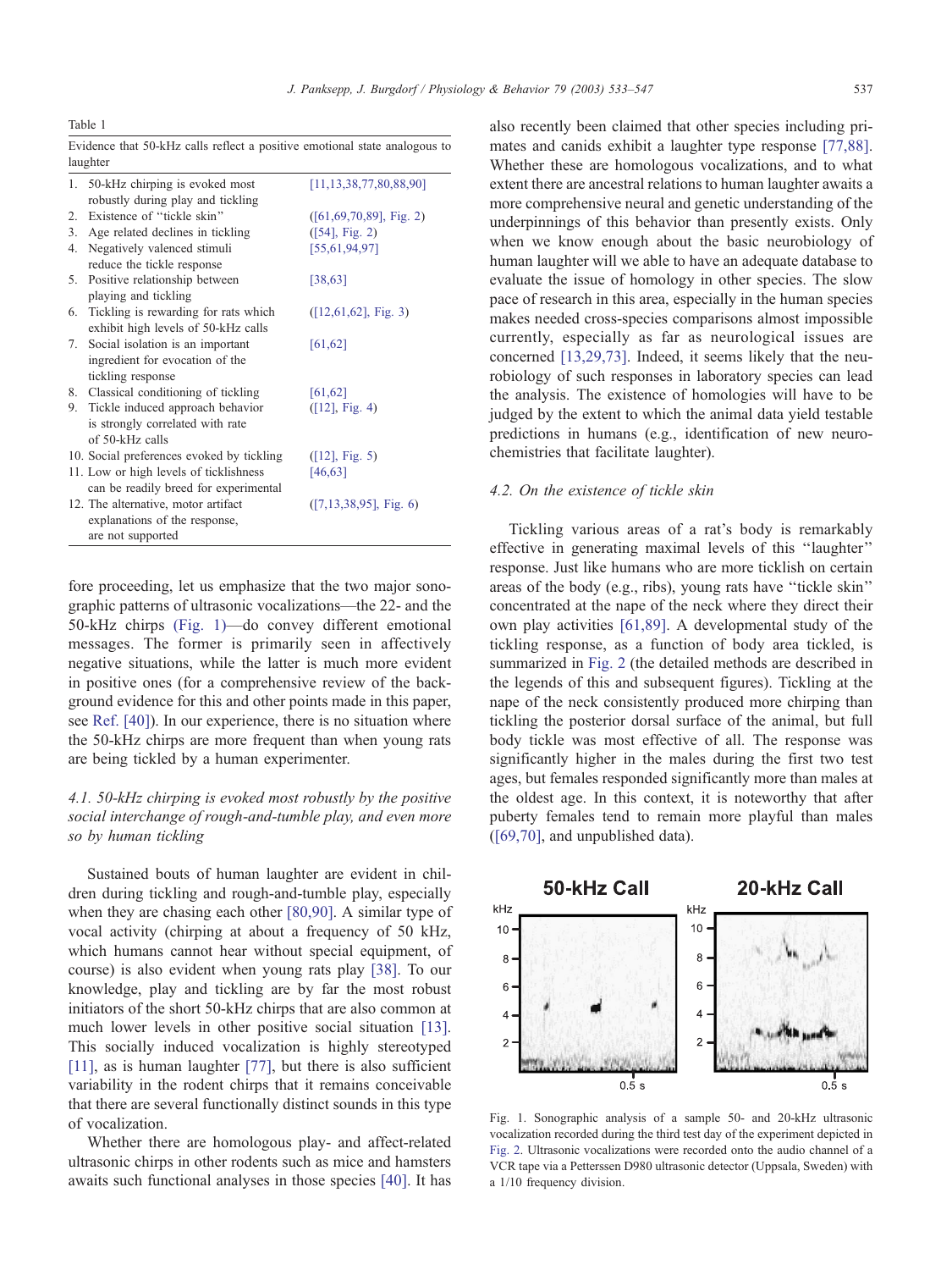Table 1

Evidence that 50-kHz calls reflect a positive emotional state analogous to laughter

| | |
|---|---|
| 1. 50-kHz chirping is evoked most robustly during play and tickling | [11,13,38,77,80,88,90] |
| 2. Existence of "tickle skin" | ([61,69,70,89], Fig. 2) |
| 3. Age related declines in tickling | ([54], Fig. 2) |
| 4. Negatively valenced stimuli reduce the tickle response | [55,61,94,97] |
| 5. Positive relationship between playing and tickling | [38,63] |
| 6. Tickling is rewarding for rats which exhibit high levels of 50-kHz calls | ([12,61,62], Fig. 3) |
| 7. Social isolation is an important ingredient for evocation of the tickling response | [61,62] |
| 8. Classical conditioning of tickling | [61,62] |
| 9. Tickle induced approach behavior is strongly correlated with rate of 50-kHz calls | ([12], Fig. 4) |
| 10. Social preferences evoked by tickling | ([12], Fig. 5) |
| 11. Low or high levels of ticklishness can be readily breed for experimental | [46,63] |
| 12. The alternative, motor artifact explanations of the response, are not supported | ([7,13,38,95], Fig. 6) |

fore proceeding, let us emphasize that the two major sonographic patterns of ultrasonic vocalizations—the 22- and the 50-kHz chirps (Fig. 1)—do convey different emotional messages. The former is primarily seen in affectively negative situations, while the latter is much more evident in positive ones (for a comprehensive review of the background evidence for this and other points made in this paper, see Ref. [40]). In our experience, there is no situation where the 50-kHz chirps are more frequent than when young rats are being tickled by a human experimenter.

### 4.1. 50-kHz chirping is evoked most robustly by the positive social interchange of rough-and-tumble play, and even more so by human tickling

Sustained bouts of human laughter are evident in children during tickling and rough-and-tumble play, especially when they are chasing each other [80,90]. A similar type of vocal activity (chirping at a frequency of 50 kHz, which humans cannot hear without special equipment, of course) is also evident when young rats play [38]. To our knowledge, play and tickling are by far the most robust initiators of the short 50-kHz chirps that are also common at much lower levels in other positive social situation [13]. This socially induced vocalization is highly stereotyped [11], as is human laughter [77], but there is also sufficient variability in the rodent chirps that it remains conceivable that there are several functionally distinct sounds in this type of vocalization.

Whether there are homologous play- and affect-related ultrasonic chirps in other rodents such as mice and hamsters awaits such functional analyses in those species [40]. It has also recently been claimed that other species including primates and canids exhibit a laughter type response [77,88]. Whether these are homologous vocalizations, and to what extent there are ancestral relations to human laughter awaits a more comprehensive neural and genetic understanding of the underpinnings of this behavior than presently exists. Only when we know enough about the basic neurobiology of human laughter will we able to have an adequate database to evaluate the issue of homology in other species. The slow pace of research in this area, especially in the human species makes needed cross-species comparisons almost impossible currently, especially as far as neurological issues are concerned [13,29,73]. Indeed, it seems likely that the neurobiology of such responses in laboratory species can lead the analysis. The existence of homologies will have to be judged by the extent to which the animal data yield testable predictions in humans (e.g., identification of new neurochemistries that facilitate laughter).

### 4.2. On the existence of tickle skin

Tickling various areas of a rat's body is remarkably effective in generating maximal levels of this "laughter" response. Just like humans who are more ticklish on certain areas of the body (e.g., ribs), young rats have "tickle skin" concentrated at the nape of the neck where they direct their own play activities [61,89]. A developmental study of the tickling response, as a function of body area tickled, is summarized in Fig. 2 (the detailed methods are described in the legends of this and subsequent figures). Tickling at the nape of the neck consistently produced more chirping than tickling the posterior dorsal surface of the animal, but full body tickle was most effective of all. The response was significantly higher in the males during the first two test ages, but females responded significantly more than males at the oldest age. In this context, it is noteworthy that after puberty females tend to remain more playful than males ([69,70], and unpublished data).

Fig. 1. Sonographic analysis of a sample 50- and 20-kHz ultrasonic vocalization recorded during the third test day of the experiment depicted in Fig. 2. Ultrasonic vocalizations were recorded onto the audio channel of a VCR tape via a Petterssen D980 ultrasonic detector (Uppsala, Sweden) with a 1/10 frequency division.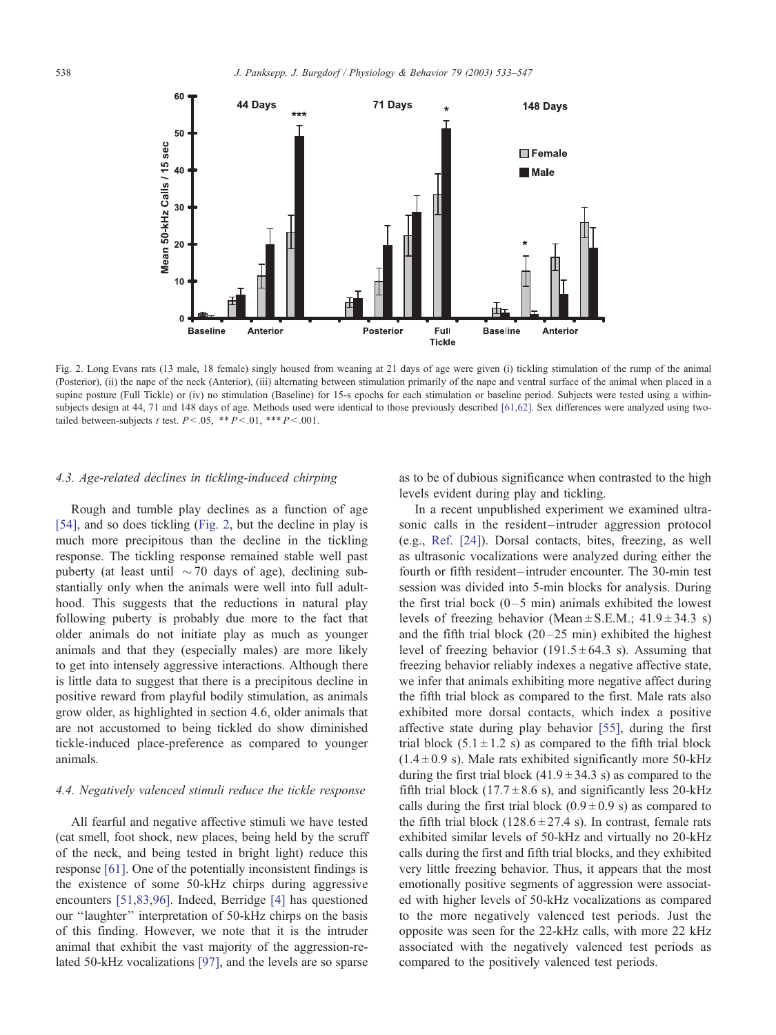Fig. 2. Long Evans rats (13 male, 18 female) singly housed from weaning at 21 days of age were given (i) tickling stimulation of the rump of the animal (Posterior), (ii) the nape of the neck (Anterior), (iii) alternating between stimulation primarily of the nape and ventral surface of the animal when placed in a supine posture (Full Tickle) or (iv) no stimulation (Baseline) for 15-s epochs for each stimulation or baseline period. Subjects were tested using a within-subjects design at 44, 71 and 148 days of age. Methods used were identical to those previously described [61,62]. Sex differences were analyzed using two-tailed between-subjects $t$ test. $P < .05$, $^{**}P < .01$, $^{***}P < .001$.

### 4.3. Age-related declines in tickling-induced chirping

Rough and tumble play declines as a function of age [54], and so does tickling (Fig. 2, but the decline in play is much more precipitous than the decline in the tickling response. The tickling response remained stable well past puberty (at least until $\sim 70$ days of age), declining substantially only when the animals were well into full adulthood. This suggests that the reductions in natural play following puberty is probably due more to the fact that older animals do not initiate play as much as younger animals and that they (especially males) are more likely to get into intensely aggressive interactions. Although there is little data to suggest that there is a precipitous decline in positive reward from playful bodily stimulation, as animals grow older, as highlighted in section 4.6, older animals that are not accustomed to being tickled do show diminished tickle-induced place-preference as compared to younger animals.

### 4.4. Negatively valenced stimuli reduce the tickle response

All fearful and negative affective stimuli we have tested (cat smell, foot shock, new places, being held by the scruff of the neck, and being tested in bright light) reduce this response [61]. One of the potentially inconsistent findings is the existence of some 50-kHz chirps during aggressive encounters [51,83,96]. Indeed, Berridge [4] has questioned our ''laughter'' interpretation of 50-kHz chirps on the basis of this finding. However, we note that it is the intruder animal that exhibit the vast majority of the aggression-related 50-kHz vocalizations [97], and the levels are so sparse as to be of dubious significance when contrasted to the high levels evident during play and tickling.

In a recent unpublished experiment we examined ultrasonic calls in the resident–intruder aggression protocol (e.g., Ref. [24]). Dorsal contacts, bites, freezing, as well as ultrasonic vocalizations were analyzed during either the fourth or fifth resident–intruder encounter. The 30-min test session was divided into 5-min blocks for analysis. During the first trial bock (0–5 min) animals exhibited the lowest levels of freezing behavior (Mean $\pm$ S.E.M.; $41.9 \pm 34.3$ s) and the fifth trial block (20–25 min) exhibited the highest level of freezing behavior ($191.5 \pm 64.3$ s). Assuming that freezing behavior reliably indexes a negative affective state, we infer that animals exhibiting more negative affect during the fifth trial block as compared to the first. Male rats also exhibited more dorsal contacts, which index a positive affective state during play behavior [55], during the first trial block ($5.1 \pm 1.2$ s) as compared to the fifth trial block ($1.4 \pm 0.9$ s). Male rats exhibited significantly more 50-kHz during the first trial block ($41.9 \pm 34.3$ s) as compared to the fifth trial block ($17.7 \pm 8.6$ s), and significantly less 20-kHz calls during the first trial block ($0.9 \pm 0.9$ s) as compared to the fifth trial block ($128.6 \pm 27.4$ s). In contrast, female rats exhibited similar levels of 50-kHz and virtually no 20-kHz calls during the first and fifth trial blocks, and they exhibited very little freezing behavior. Thus, it appears that the most emotionally positive segments of aggression were associated with higher levels of 50-kHz vocalizations as compared to the more negatively valenced test periods. Just the opposite was seen for the 22-kHz calls, with more 22 kHz associated with the negatively valenced test periods as compared to the positively valenced test periods.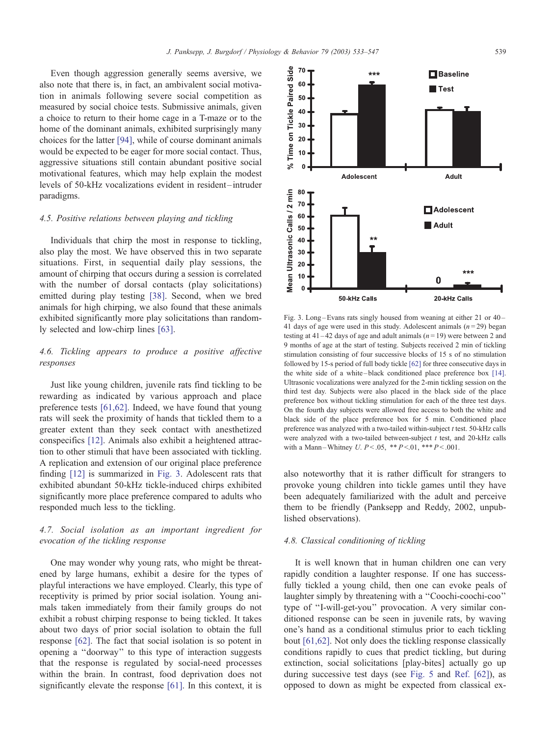Even though aggression generally seems aversive, we also note that there is, in fact, an ambivalent social motivation in animals following severe social competition as measured by social choice tests. Submissive animals, given a choice to return to their home cage in a T-maze or to the home of the dominant animals, exhibited surprisingly many choices for the latter [94], while of course dominant animals would be expected to be eager for more social contact. Thus, aggressive situations still contain abundant positive social motivational features, which may help explain the modest levels of 50-kHz vocalizations evident in resident–intruder paradigms.

### 4.5. Positive relations between playing and tickling

Individuals that chirp the most in response to tickling, also play the most. We have observed this in two separate situations. First, in sequential daily play sessions, the amount of chirping that occurs during a session is correlated with the number of dorsal contacts (play solicitations) emitted during play testing [38]. Second, when we bred animals for high chirping, we also found that these animals exhibited significantly more play solicitations than randomly selected and low-chirp lines [63].

### 4.6. Tickling appears to produce a positive affective responses

Just like young children, juvenile rats find tickling to be rewarding as indicated by various approach and place preference tests [61,62]. Indeed, we have found that young rats will seek the proximity of hands that tickled them to a greater extent than they seek contact with anesthetized conspecifics [12]. Animals also exhibit a heightened attraction to other stimuli that have been associated with tickling. A replication and extension of our original place preference finding [12] is summarized in Fig. 3. Adolescent rats that exhibited abundant 50-kHz tickle-induced chirps exhibited significantly more place preference compared to adults who responded much less to the tickling.

Fig. 3. Long–Evans rats singly housed from weaning at either 21 or 40–41 days of age were used in this study. Adolescent animals ($n = 29$) began testing at 41–42 days of age and adult animals ($n = 19$) were between 2 and 9 months of age at the start of testing. Subjects received 2 min of tickling stimulation consisting of four successive blocks of 15 s of no stimulation followed by 15-s period of full body tickle [62] for three consecutive days in the white side of a white–black conditioned place preference box [14]. Ultrasonic vocalizations were analyzed for the 2-min tickling session on the third test day. Subjects were also placed in the black side of the place preference box without tickling stimulation for each of the three test days. On the fourth day subjects were allowed free access to both the white and black side of the place preference box for 5 min. Conditioned place preference was analyzed with a two-tailed within-subject $t$ test. 50-kHz calls were analyzed with a two-tailed between-subject $t$ test, and 20-kHz calls with a Mann–Whitney $U$. $P < .05$, $^{**}P < .01$, $^{***}P < .001$.

### 4.7. Social isolation as an important ingredient for evocation of the tickling response

One may wonder why young rats, who might be threatened by large humans, exhibit a desire for the types of playful interactions we have employed. Clearly, this type of receptivity is primed by prior social isolation. Young animals taken immediately from their family groups do not exhibit a robust chirping response to being tickled. It takes about two days of prior social isolation to obtain the full response [62]. The fact that social isolation is so potent in opening a "doorway" to this type of interaction suggests that the response is regulated by social-need processes within the brain. In contrast, food deprivation does not significantly elevate the response [61]. In this context, it is also noteworthy that it is rather difficult for strangers to provoke young children into tickle games until they have been adequately familiarized with the adult and perceive them to be friendly (Panksepp and Reddy, 2002, unpublished observations).

### 4.8. Classical conditioning of tickling

It is well known that in human children one can very rapidly condition a laughter response. If one has successfully tickled a young child, then one can evoke peals of laughter simply by threatening with a "Coochi-coochi-coo" type of "I-will-get-you" provocation. A very similar conditioned response can be seen in juvenile rats, by waving one's hand as a conditional stimulus prior to each tickling bout [61,62]. Not only does the tickling response classically conditions rapidly to cues that predict tickling, but during extinction, social solicitations [play-bites] actually go up during successive test days (see Fig. 5 and Ref. [62]), as opposed to down as might be expected from classical ex-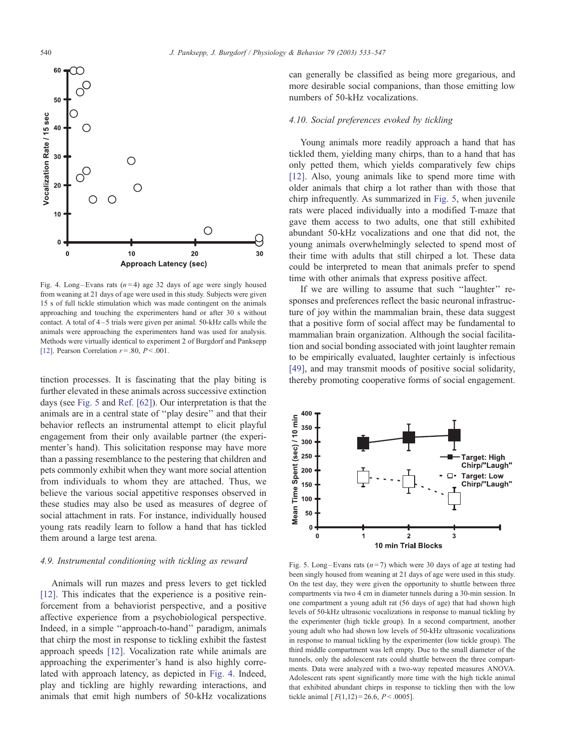Fig. 4. Long–Evans rats ($n = 4$) age 32 days of age were singly housed from weaning at 21 days of age were used in this study. Subjects were given 15 s of full tickle stimulation which was made contingent on the animals approaching and touching the experimenters hand or after 30 s without contact. A total of 4–5 trials were given per animal. 50-kHz calls while the animals were approaching the experimenters hand was used for analysis. Methods were virtually identical to experiment 2 of Burgdorf and Panksepp [12]. Pearson Correlation $r = .80$, $P < .001$.

tinction processes. It is fascinating that the play biting is further elevated in these animals across successive extinction days (see Fig. 5 and Ref. [62]). Our interpretation is that the animals are in a central state of "play desire" and that their behavior reflects an instrumental attempt to elicit playful engagement from their only available partner (the experimenter's hand). This solicitation response may have more than a passing resemblance to the pestering that children and pets commonly exhibit when they want more social attention from individuals to whom they are attached. Thus, we believe the various social appetitive responses observed in these studies may also be used as measures of degree of social attachment in rats. For instance, individually housed young rats readily learn to follow a hand that has tickled them around a large test arena.

### 4.9. Instrumental conditioning with tickling as reward

Animals will run mazes and press levers to get tickled [12]. This indicates that the experience is a positive reinforcement from a behaviorist perspective, and a positive affective experience from a psychobiological perspective. Indeed, in a simple "approach-to-hand" paradigm, animals that chirp the most in response to tickling exhibit the fastest approach speeds [12]. Vocalization rate while animals are approaching the experimenter's hand is also highly correlated with approach latency, as depicted in Fig. 4. Indeed, play and tickling are highly rewarding interactions, and animals that emit high numbers of 50-kHz vocalizations can generally be classified as being more gregarious, and more desirable social companions, than those emitting low numbers of 50-kHz vocalizations.

### 4.10. Social preferences evoked by tickling

Young animals more readily approach a hand that has tickled them, yielding many chirps, than to a hand that has only petted them, which yields comparatively few chips [12]. Also, young animals like to spend more time with older animals that chirp a lot rather than with those that chirp infrequently. As summarized in Fig. 5, when juvenile rats were placed individually into a modified T-maze that gave them access to two adults, one that still exhibited abundant 50-kHz vocalizations and one that did not, the young animals overwhelmingly selected to spend most of their time with adults that still chirped a lot. These data could be interpreted to mean that animals prefer to spend time with other animals that express positive affect.

If we are willing to assume that such "laughter" responses and preferences reflect the basic neuronal infrastructure of joy within the mammalian brain, these data suggest that a positive form of social affect may be fundamental to mammalian brain organization. Although the social facilitation and social bonding associated with joint laughter remain to be empirically evaluated, laughter certainly is infectious [49], and may transmit moods of positive social solidarity, thereby promoting cooperative forms of social engagement.

Fig. 5. Long–Evans rats ($n = 7$) which were 30 days of age at testing had been singly housed from weaning at 21 days of age were used in this study. On the test day, they were given the opportunity to shuttle between three compartments via two 4 cm in diameter tunnels during a 30-min session. In one compartment a young adult rat (56 days of age) that had shown high levels of 50-kHz ultrasonic vocalizations in response to manual tickling by the experimenter (high tickle group). In a second compartment, another young adult who had shown low levels of 50-kHz ultrasonic vocalizations in response to manual tickling by the experimenter (low tickle group). The third middle compartment was left empty. Due to the small diameter of the tunnels, only the adolescent rats could shuttle between the three compartments. Data were analyzed with a two-way repeated measures ANOVA. Adolescent rats spent significantly more time with the high tickle animal that exhibited abundant chirps in response to tickling then with the low tickle animal [ $F(1,12) = 26.6$, $P < .0005$].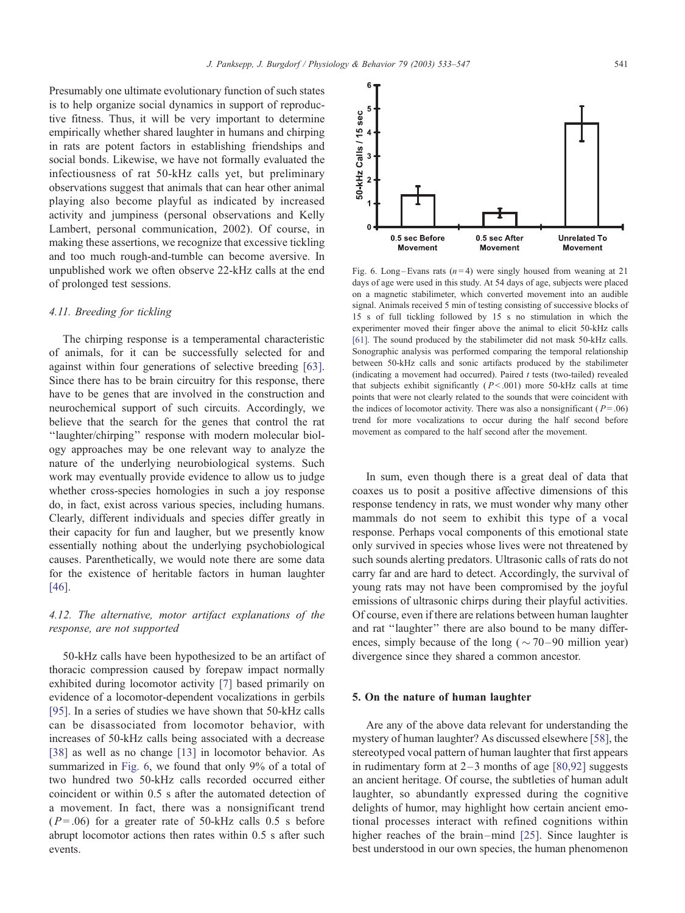Presumably one ultimate evolutionary function of such states is to help organize social dynamics in support of reproductive fitness. Thus, it will be very important to determine empirically whether shared laughter in humans and chirping in rats are potent factors in establishing friendships and social bonds. Likewise, we have not formally evaluated the infectiousness of rat 50-kHz calls yet, but preliminary observations suggest that animals that can hear other animal playing also become playful as indicated by increased activity and jumpiness (personal observations and Kelly Lambert, personal communication, 2002). Of course, in making these assertions, we recognize that excessive tickling and too much rough-and-tumble can become aversive. In unpublished work we often observe 22-kHz calls at the end of prolonged test sessions.

### *4.11. Breeding for tickling*

The chirping response is a temperamental characteristic of animals, for it can be successfully selected for and against within four generations of selective breeding [63]. Since there has to be brain circuitry for this response, there have to be genes that are involved in the construction and neurochemical support of such circuits. Accordingly, we believe that the search for the genes that control the rat ''laughter/chirping'' response with modern molecular biology approaches may be one relevant way to analyze the nature of the underlying neurobiological systems. Such work may eventually provide evidence to allow us to judge whether cross-species homologies in such a joy response do, in fact, exist across various species, including humans. Clearly, different individuals and species differ greatly in their capacity for fun and laughter, but we presently know essentially nothing about the underlying psychobiological causes. Parenthetically, we would note there are some data for the existence of heritable factors in human laughter [46].

### *4.12. The alternative, motor artifact explanations of the response, are not supported*

50-kHz calls have been hypothesized to be an artifact of thoracic compression caused by forepaw impact normally exhibited during locomotor activity [7] based primarily on evidence of a locomotor-dependent vocalizations in gerbils [95]. In a series of studies we have shown that 50-kHz calls can be disassociated from locomotor behavior, with increases of 50-kHz calls being associated with a decrease [38] as well as no change [13] in locomotor behavior. As summarized in Fig. 6, we found that only 9% of a total of two hundred two 50-kHz calls recorded occurred either coincident or within 0.5 s after the automated detection of a movement. In fact, there was a nonsignificant trend ($P = .06$) for a greater rate of 50-kHz calls 0.5 s before abrupt locomotor actions then rates within 0.5 s after such events.

Fig. 6. Long–Evans rats ($n = 4$) were singly housed from weaning at 21 days of age were used in this study. At 54 days of age, subjects were placed on a magnetic stabilimeter, which converted movement into an audible signal. Animals received 5 min of testing consisting of successive blocks of 15 s of full tickling followed by 15 s no stimulation in which the experimenter moved their finger above the animal to elicit 50-kHz calls [61]. The sound produced by the stabilimeter did not mask 50-kHz calls. Sonographic analysis was performed comparing the temporal relationship between 50-kHz calls and sonic artifacts produced by the stabilimeter (indicating a movement had occurred). Paired *t* tests (two-tailed) revealed that subjects exhibit significantly ($P < .001$) more 50-kHz calls at time points that were not clearly related to the sounds that were coincident with the indices of locomotor activity. There was also a nonsignificant ($P = .06$) trend for more vocalizations to occur during the half second before movement as compared to the half second after the movement.

In sum, even though there is a great deal of data that coaxes us to posit a positive affective dimensions of this response tendency in rats, we must wonder why many other mammals do not seem to exhibit this type of a vocal response. Perhaps vocal components of this emotional state only survived in species whose lives were not threatened by such sounds alerting predators. Ultrasonic calls of rats do not carry far and are hard to detect. Accordingly, the survival of young rats may not have been compromised by the joyful emissions of ultrasonic chirps during their playful activities. Of course, even if there are relations between human laughter and rat ''laughter'' there are also bound to be many differences, simply because of the long (~70–90 million year) divergence since they shared a common ancestor.

## 5. On the nature of human laughter

Are any of the above data relevant for understanding the mystery of human laughter? As discussed elsewhere [58], the stereotyped vocal pattern of human laughter that first appears in rudimentary form at 2–3 months of age [80,92] suggests an ancient heritage. Of course, the subtleties of human adult laughter, so abundantly expressed during the cognitive delights of humor, may highlight how certain ancient emotional processes interact with refined cognitions within higher reaches of the brain–mind [25]. Since laughter is best understood in our own species, the human phenomenon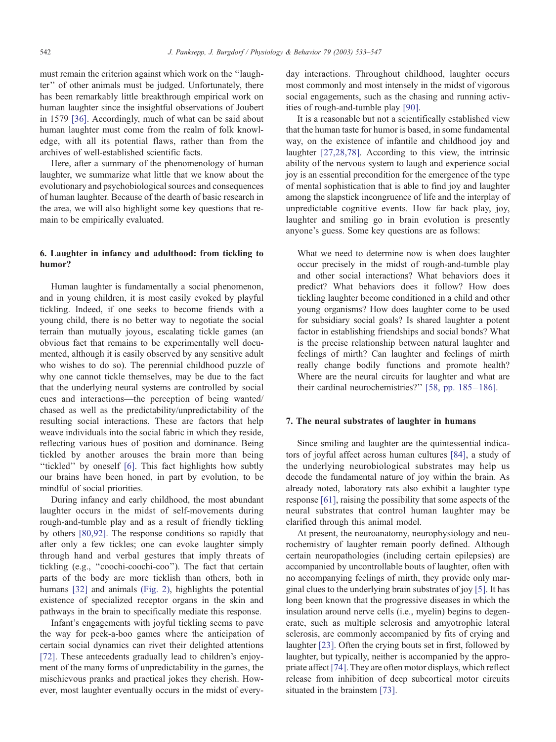must remain the criterion against which work on the ''laughter'' of other animals must be judged. Unfortunately, there has been remarkably little breakthrough empirical work on human laughter since the insightful observations of Joubert in 1579 [36]. Accordingly, much of what can be said about human laughter must come from the realm of folk knowledge, with all its potential flaws, rather than from the archives of well-established scientific facts.

Here, after a summary of the phenomenology of human laughter, we summarize what little that we know about the evolutionary and psychobiological sources and consequences of human laughter. Because of the dearth of basic research in the area, we will also highlight some key questions that remain to be empirically evaluated.

## 6. Laughter in infancy and adulthood: from tickling to humor?

Human laughter is fundamentally a social phenomenon, and in young children, it is most easily evoked by playful tickling. Indeed, if one seeks to become friends with a young child, there is no better way to negotiate the social terrain than mutually joyous, escalating tickle games (an obvious fact that remains to be experimentally well documented, although it is easily observed by any sensitive adult who wishes to do so). The perennial childhood puzzle of why one cannot tickle themselves, may be due to the fact that the underlying neural systems are controlled by social cues and interactions—the perception of being wanted/chased as well as the predictability/unpredictability of the resulting social interactions. These are factors that help weave individuals into the social fabric in which they reside, reflecting various hues of position and dominance. Being tickled by another arouses the brain more than being ''tickled'' by oneself [6]. This fact highlights how subtly our brains have been honed, in part by evolution, to be mindful of social priorities.

During infancy and early childhood, the most abundant laughter occurs in the midst of self-movements during rough-and-tumble play and as a result of friendly tickling by others [80,92]. The response conditions so rapidly that after only a few tickles; one can evoke laughter simply through hand and verbal gestures that imply threats of tickling (e.g., ''coochi-coochi-coo''). The fact that certain parts of the body are more ticklish than others, both in humans [32] and animals (Fig. 2), highlights the potential existence of specialized receptor organs in the skin and pathways in the brain to specifically mediate this response.

Infant's engagements with joyful tickling seems to pave the way for peek-a-boo games where the anticipation of certain social dynamics can rivet their delighted attentions [72]. These antecedents gradually lead to children's enjoyment of the many forms of unpredictability in the games, the mischievous pranks and practical jokes they cherish. However, most laughter eventually occurs in the midst of everyday interactions. Throughout childhood, laughter occurs most commonly and most intensely in the midst of vigorous social engagements, such as the chasing and running activities of rough-and-tumble play [90].

It is a reasonable but not a scientifically established view that the human taste for humor is based, in some fundamental way, on the existence of infantile and childhood joy and laughter [27,28,78]. According to this view, the intrinsic ability of the nervous system to laugh and experience social joy is an essential precondition for the emergence of the type of mental sophistication that is able to find joy and laughter among the slapstick incongruence of life and the interplay of unpredictable cognitive events. How far back play, joy, laughter and smiling go in brain evolution is presently anyone's guess. Some key questions are as follows:

> What we need to determine now is when does laughter occur precisely in the midst of rough-and-tumble play and other social interactions? What behaviors does it predict? What behaviors does it follow? How does tickling laughter become conditioned in a child and other young organisms? How does laughter come to be used for subsidiary social goals? Is shared laughter a potent factor in establishing friendships and social bonds? What is the precise relationship between natural laughter and feelings of mirth? Can laughter and feelings of mirth really change bodily functions and promote health? Where are the neural circuits for laughter and what are their cardinal neurochemistries?'' [58, pp. 185–186].

## 7. The neural substrates of laughter in humans

Since smiling and laughter are the quintessential indicators of joyful affect across human cultures [84], a study of the underlying neurobiological substrates may help us decode the fundamental nature of joy within the brain. As already noted, laboratory rats also exhibit a laughter type response [61], raising the possibility that some aspects of the neural substrates that control human laughter may be clarified through this animal model.

At present, the neuroanatomy, neurophysiology and neurochemistry of laughter remain poorly defined. Although certain neuropathologies (including certain epilepsies) are accompanied by uncontrollable bouts of laughter, often with no accompanying feelings of mirth, they provide only marginal clues to the underlying brain substrates of joy [5]. It has long been known that the progressive diseases in which the insulation around nerve cells (i.e., myelin) begins to degenerate, such as multiple sclerosis and amyotrophic lateral sclerosis, are commonly accompanied by fits of crying and laughter [23]. Often the crying bouts set in first, followed by laughter, but typically, neither is accompanied by the appropriate affect [74]. They are often motor displays, which reflect release from inhibition of deep subcortical motor circuits situated in the brainstem [73].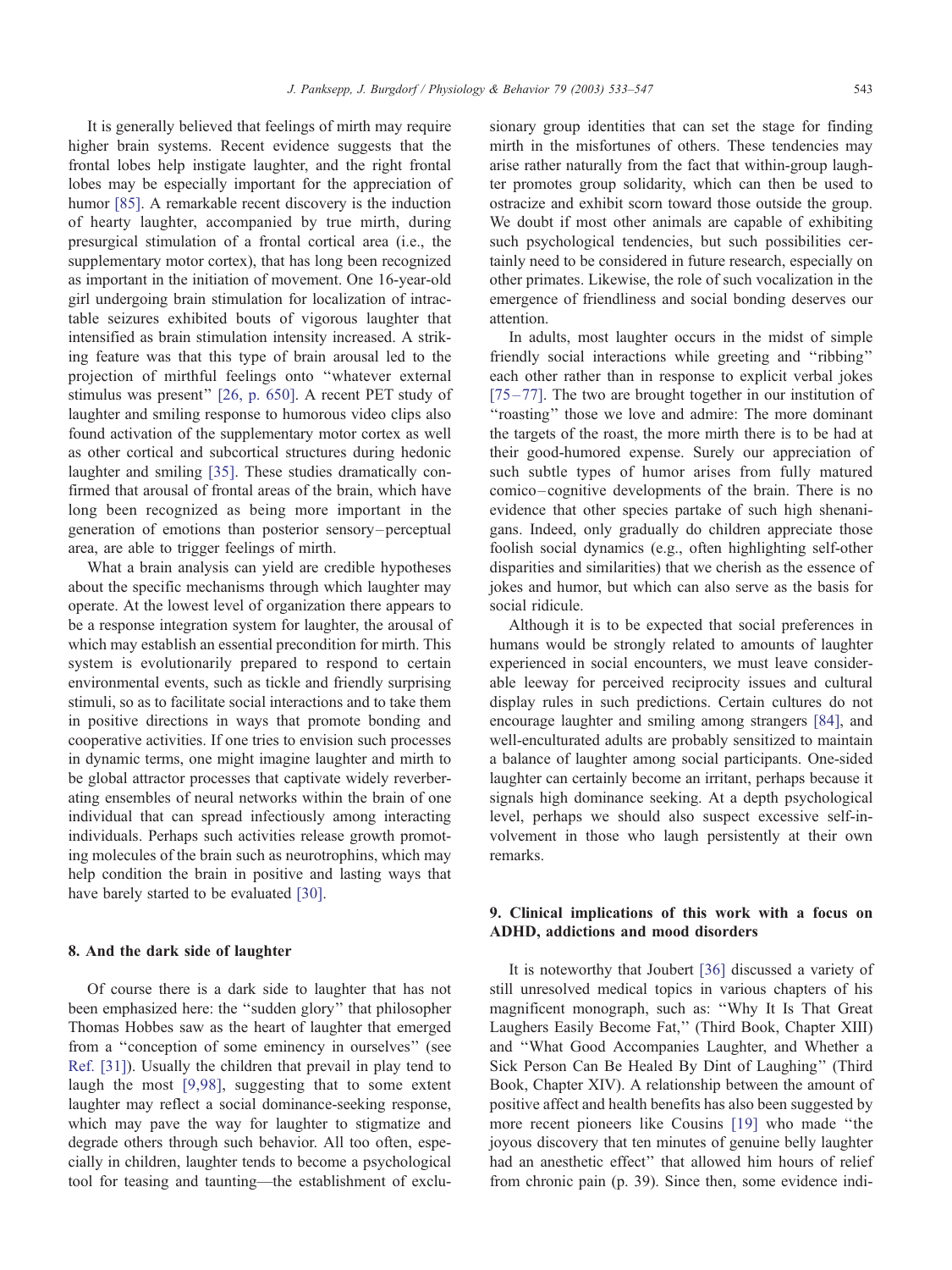It is generally believed that feelings of mirth may require higher brain systems. Recent evidence suggests that the frontal lobes help instigate laughter, and the right frontal lobes may be especially important for the appreciation of humor [85]. A remarkable recent discovery is the induction of hearty laughter, accompanied by true mirth, during presurgical stimulation of a frontal cortical area (i.e., the supplementary motor cortex), that has long been recognized as important in the initiation of movement. One 16-year-old girl undergoing brain stimulation for localization of intractable seizures exhibited bouts of vigorous laughter that intensified as brain stimulation intensity increased. A striking feature was that this type of brain arousal led to the projection of mirthful feelings onto ''whatever external stimulus was present'' [26, p. 650]. A recent PET study of laughter and smiling response to humorous video clips also found activation of the supplementary motor cortex as well as other cortical and subcortical structures during hedonic laughter and smiling [35]. These studies dramatically confirmed that arousal of frontal areas of the brain, which have long been recognized as being more important in the generation of emotions than posterior sensory–perceptual area, are able to trigger feelings of mirth.

What a brain analysis can yield are credible hypotheses about the specific mechanisms through which laughter may operate. At the lowest level of organization there appears to be a response integration system for laughter, the arousal of which may establish an essential precondition for mirth. This system is evolutionarily prepared to respond to certain environmental events, such as tickle and friendly surprising stimuli, so as to facilitate social interactions and to take them in positive directions in ways that promote bonding and cooperative activities. If one tries to envision such processes in dynamic terms, one might imagine laughter and mirth to be global attractor processes that captivate widely reverberating ensembles of neural networks within the brain of one individual that can spread infectiously among interacting individuals. Perhaps such activities release growth promoting molecules of the brain such as neurotrophins, which may help condition the brain in positive and lasting ways that have barely started to be evaluated [30].

## 8. And the dark side of laughter

Of course there is a dark side to laughter that has not been emphasized here: the ''sudden glory'' that philosopher Thomas Hobbes saw as the heart of laughter that emerged from a ''conception of some eminency in ourselves'' (see Ref. [31]). Usually the children that prevail in play tend to laugh the most [9,98], suggesting that to some extent laughter may reflect a social dominance-seeking response, which may pave the way for laughter to stigmatize and degrade others through such behavior. All too often, especially in children, laughter tends to become a psychological tool for teasing and taunting—the establishment of exclusionary group identities that can set the stage for finding mirth in the misfortunes of others. These tendencies may arise rather naturally from the fact that within-group laughter promotes group solidarity, which can then be used to ostracize and exhibit scorn toward those outside the group. We doubt if most other animals are capable of exhibiting such psychological tendencies, but such possibilities certainly need to be considered in future research, especially on other primates. Likewise, the role of such vocalization in the emergence of friendliness and social bonding deserves our attention.

In adults, most laughter occurs in the midst of simple friendly social interactions while greeting and ''ribbing'' each other rather than in response to explicit verbal jokes [75–77]. The two are brought together in our institution of ''roasting'' those we love and admire: The more dominant the targets of the roast, the more mirth there is to be had at their good-humored expense. Surely our appreciation of such subtle types of humor arises from fully matured comico–cognitive developments of the brain. There is no evidence that other species partake of such high shenanigans. Indeed, only gradually do children appreciate those foolish social dynamics (e.g., often highlighting self-other disparities and similarities) that we cherish as the essence of jokes and humor, but which can also serve as the basis for social ridicule.

Although it is to be expected that social preferences in humans would be strongly related to amounts of laughter experienced in social encounters, we must leave considerable leeway for perceived reciprocity issues and cultural display rules in such predictions. Certain cultures do not encourage laughter and smiling among strangers [84], and well-enculturated adults are probably sensitized to maintain a balance of laughter among social participants. One-sided laughter can certainly become an irritant, perhaps because it signals high dominance seeking. At a depth psychological level, perhaps we should also suspect excessive self-involvement in those who laugh persistently at their own remarks.

## 9. Clinical implications of this work with a focus on ADHD, addictions and mood disorders

It is noteworthy that Joubert [36] discussed a variety of still unresolved medical topics in various chapters of his magnificent monograph, such as: ''Why It Is That Great Laughers Easily Become Fat,'' (Third Book, Chapter XIII) and ''What Good Accompanies Laughter, and Whether a Sick Person Can Be Healed By Dint of Laughing'' (Third Book, Chapter XIV). A relationship between the amount of positive affect and health benefits has also been suggested by more recent pioneers like Cousins [19] who made ''the joyous discovery that ten minutes of genuine belly laughter had an anesthetic effect'' that allowed him hours of relief from chronic pain (p. 39). Since then, some evidence indi-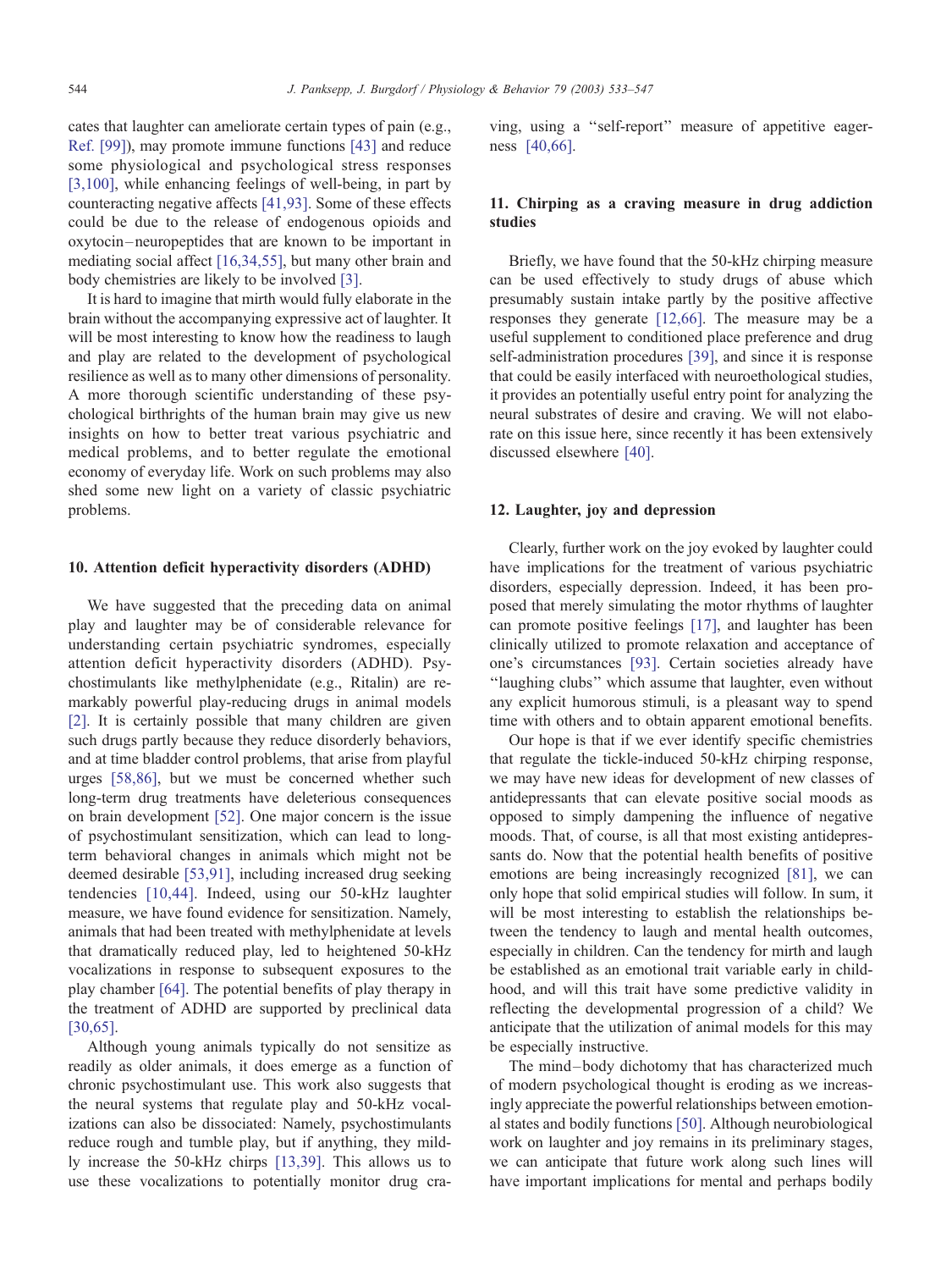cates that laughter can ameliorate certain types of pain (e.g., Ref. [99]), may promote immune functions [43] and reduce some physiological and psychological stress responses [3,100], while enhancing feelings of well-being, in part by counteracting negative affects [41,93]. Some of these effects could be due to the release of endogenous opioids and oxytocin–neuropeptides that are known to be important in mediating social affect [16,34,55], but many other brain and body chemistries are likely to be involved [3].

It is hard to imagine that mirth would fully elaborate in the brain without the accompanying expressive act of laughter. It will be most interesting to know how the readiness to laugh and play are related to the development of psychological resilience as well as to many other dimensions of personality. A more thorough scientific understanding of these psychological birthrights of the human brain may give us new insights on how to better treat various psychiatric and medical problems, and to better regulate the emotional economy of everyday life. Work on such problems may also shed some new light on a variety of classic psychiatric problems.

## 10. Attention deficit hyperactivity disorders (ADHD)

We have suggested that the preceding data on animal play and laughter may be of considerable relevance for understanding certain psychiatric syndromes, especially attention deficit hyperactivity disorders (ADHD). Psychostimulants like methylphenidate (e.g., Ritalin) are remarkably powerful play-reducing drugs in animal models [2]. It is certainly possible that many children are given such drugs partly because they reduce disorderly behaviors, and at time bladder control problems, that arise from playful urges [58,86], but we must be concerned whether such long-term drug treatments have deleterious consequences on brain development [52]. One major concern is the issue of psychostimulant sensitization, which can lead to long-term behavioral changes in animals which might not be deemed desirable [53,91], including increased drug seeking tendencies [10,44]. Indeed, using our 50-kHz laughter measure, we have found evidence for sensitization. Namely, animals that had been treated with methylphenidate at levels that dramatically reduced play, led to heightened 50-kHz vocalizations in response to subsequent exposures to the play chamber [64]. The potential benefits of play therapy in the treatment of ADHD are supported by preclinical data [30,65].

Although young animals typically do not sensitize as readily as older animals, it does emerge as a function of chronic psychostimulant use. This work also suggests that the neural systems that regulate play and 50-kHz vocalizations can also be dissociated: Namely, psychostimulants reduce rough and tumble play, but if anything, they mildly increase the 50-kHz chirps [13,39]. This allows us to use these vocalizations to potentially monitor drug craving, using a ''self-report'' measure of appetitive eagerness [40,66].

## 11. Chirping as a craving measure in drug addiction studies

Briefly, we have found that the 50-kHz chirping measure can be used effectively to study drugs of abuse which presumably sustain intake partly by the positive affective responses they generate [12,66]. The measure may be a useful supplement to conditioned place preference and drug self-administration procedures [39], and since it is response that could be easily interfaced with neuroethological studies, it provides an potentially useful entry point for analyzing the neural substrates of desire and craving. We will not elaborate on this issue here, since recently it has been extensively discussed elsewhere [40].

## 12. Laughter, joy and depression

Clearly, further work on the joy evoked by laughter could have implications for the treatment of various psychiatric disorders, especially depression. Indeed, it has been proposed that merely simulating the motor rhythms of laughter can promote positive feelings [17], and laughter has been clinically utilized to promote relaxation and acceptance of one's circumstances [93]. Certain societies already have ''laughing clubs'' which assume that laughter, even without any explicit humorous stimuli, is a pleasant way to spend time with others and to obtain apparent emotional benefits.

Our hope is that if we ever identify specific chemistries that regulate the tickle-induced 50-kHz chirping response, we may have new ideas for development of new classes of antidepressants that can elevate positive social moods as opposed to simply dampening the influence of negative moods. That, of course, is all that most existing antidepressants do. Now that the potential health benefits of positive emotions are being increasingly recognized [81], we can only hope that solid empirical studies will follow. In sum, it will be most interesting to establish the relationships between the tendency to laugh and mental health outcomes, especially in children. Can the tendency for mirth and laugh be established as an emotional trait variable early in childhood, and will this trait have some predictive validity in reflecting the developmental progression of a child? We anticipate that the utilization of animal models for this may be especially instructive.

The mind–body dichotomy that has characterized much of modern psychological thought is eroding as we increasingly appreciate the powerful relationships between emotional states and bodily functions [50]. Although neurobiological work on laughter and joy remains in its preliminary stages, we can anticipate that future work along such lines will have important implications for mental and perhaps bodily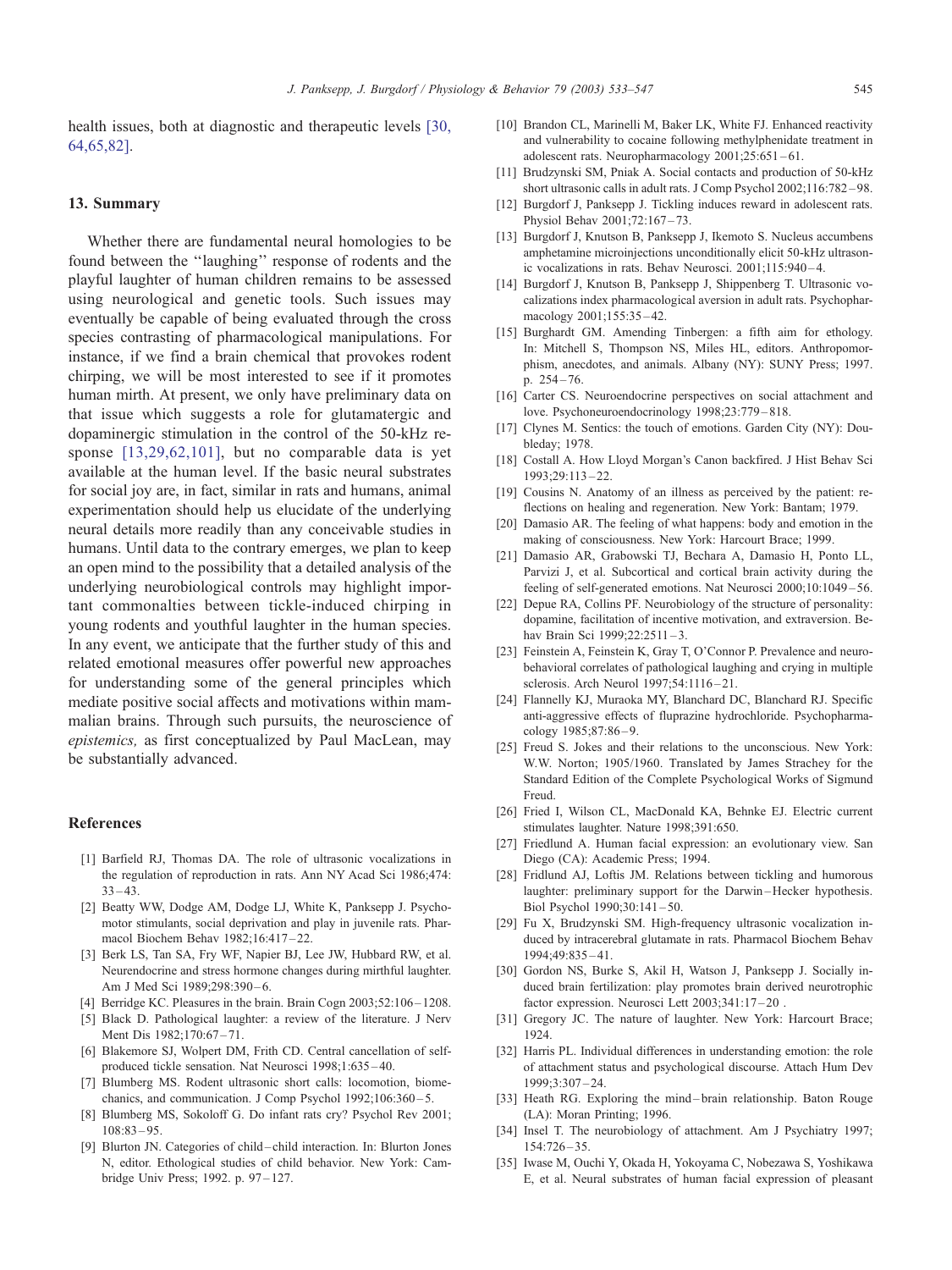health issues, both at diagnostic and therapeutic levels [30, 64,65,82].

## 13. Summary

Whether there are fundamental neural homologies to be found between the ''laughing'' response of rodents and the playful laughter of human children remains to be assessed using neurological and genetic tools. Such issues may eventually be capable of being evaluated through the cross species contrasting of pharmacological manipulations. For instance, if we find a brain chemical that provokes rodent chirping, we will be most interested to see if it promotes human mirth. At present, we only have preliminary data on that issue which suggests a role for glutamatergic and dopaminergic stimulation in the control of the 50-kHz response [13,29,62,101], but no comparable data is yet available at the human level. If the basic neural substrates for social joy are, in fact, similar in rats and humans, animal experimentation should help us elucidate of the underlying neural details more readily than any conceivable studies in humans. Until data to the contrary emerges, we plan to keep an open mind to the possibility that a detailed analysis of the underlying neurobiological controls may highlight important commonalties between tickle-induced chirping in young rodents and youthful laughter in the human species. In any event, we anticipate that the further study of this and related emotional measures offer powerful new approaches for understanding some of the general principles which mediate positive social affects and motivations within mammalian brains. Through such pursuits, the neuroscience of *epistemics,* as first conceptualized by Paul MacLean, may be substantially advanced.

## References

[1] Barfield RJ, Thomas DA. The role of ultrasonic vocalizations in the regulation of reproduction in rats. Ann NY Acad Sci 1986;474: 33–43.

[2] Beatty WW, Dodge AM, Dodge LJ, White K, Panksepp J. Psychomotor stimulants, social deprivation and play in juvenile rats. Pharmacol Biochem Behav 1982;16:417–22.

[3] Berk LS, Tan SA, Fry WF, Napier BJ, Lee JW, Hubbard RW, et al. Neurendocrine and stress hormone changes during mirthful laughter. Am J Med Sci 1989;298:390–6.

[4] Berridge KC. Pleasures in the brain. Brain Cogn 2003;52:106–1208.

[5] Black D. Pathological laughter: a review of the literature. J Nerv Ment Dis 1982;170:67–71.

[6] Blakemore SJ, Wolpert DM, Frith CD. Central cancellation of self-produced tickle sensation. Nat Neurosci 1998;1:635–40.

[7] Blumberg MS. Rodent ultrasonic short calls: locomotion, biomechanics, and communication. J Comp Psychol 1992;106:360–5.

[8] Blumberg MS, Sokoloff G. Do infant rats cry? Psychol Rev 2001; 108:83–95.

[9] Blurton JN. Categories of child–child interaction. In: Blurton Jones N, editor. Ethological studies of child behavior. New York: Cambridge Univ Press; 1992. p. 97–127.

[10] Brandon CL, Marinelli M, Baker LK, White FJ. Enhanced reactivity and vulnerability to cocaine following methylphenidate treatment in adolescent rats. Neuropharmacology 2001;25:651–61.

[11] Brudzynski SM, Pniak A. Social contacts and production of 50-kHz short ultrasonic calls in adult rats. J Comp Psychol 2002;116:782–98.

[12] Burgdorf J, Panksepp J. Tickling induces reward in adolescent rats. Physiol Behav 2001;72:167–73.

[13] Burgdorf J, Knutson B, Panksepp J, Ikemoto S. Nucleus accumbens amphetamine microinjections unconditionally elicit 50-kHz ultrasonic vocalizations in rats. Behav Neurosci. 2001;115:940–4.

[14] Burgdorf J, Knutson B, Panksepp J, Shippenberg T. Ultrasonic vocalizations index pharmacological aversion in adult rats. Psychopharmacology 2001;155:35–42.

[15] Burghardt GM. Amending Tinbergen: a fifth aim for ethology. In: Mitchell S, Thompson NS, Miles HL, editors. Anthropomorphism, anecdotes, and animals. Albany (NY): SUNY Press; 1997. p. 254–76.

[16] Carter CS. Neuroendocrine perspectives on social attachment and love. Psychoneuroendocrinology 1998;23:779–818.

[17] Clynes M. Sentics: the touch of emotions. Garden City (NY): Doubleday; 1978.

[18] Costall A. How Lloyd Morgan's Canon backfired. J Hist Behav Sci 1993;29:113–22.

[19] Cousins N. Anatomy of an illness as perceived by the patient: reflections on healing and regeneration. New York: Bantam; 1979.

[20] Damasio AR. The feeling of what happens: body and emotion in the making of consciousness. New York: Harcourt Brace; 1999.

[21] Damasio AR, Grabowski TJ, Bechara A, Damasio H, Ponto LL, Parvizi J, et al. Subcortical and cortical brain activity during the feeling of self-generated emotions. Nat Neurosci 2000;10:1049–56.

[22] Depue RA, Collins PF. Neurobiology of the structure of personality: dopamine, facilitation of incentive motivation, and extraversion. Behav Brain Sci 1999;22:2511–3.

[23] Feinstein A, Feinstein K, Gray T, O'Connor P. Prevalence and neurobehavioral correlates of pathological laughing and crying in multiple sclerosis. Arch Neurol 1997;54:1116–21.

[24] Flannelly KJ, Muraoka MY, Blanchard DC, Blanchard RJ. Specific anti-aggressive effects of fluprazine hydrochloride. Psychopharmacology 1985;87:86–9.

[25] Freud S. Jokes and their relations to the unconscious. New York: W.W. Norton; 1905/1960. Translated by James Strachey for the Standard Edition of the Complete Psychological Works of Sigmund Freud.

[26] Fried I, Wilson CL, MacDonald KA, Behnke EJ. Electric current stimulates laughter. Nature 1998;391:650.

[27] Friedlund A. Human facial expression: an evolutionary view. San Diego (CA): Academic Press; 1994.

[28] Fridlund AJ, Loftis JM. Relations between tickling and humorous laughter: preliminary support for the Darwin–Hecker hypothesis. Biol Psychol 1990;30:141–50.

[29] Fu X, Brudzynski SM. High-frequency ultrasonic vocalization induced by intracerebral glutamate in rats. Pharmacol Biochem Behav 1994;49:835–41.

[30] Gordon NS, Burke S, Akil H, Watson J, Panksepp J. Socially induced brain fertilization: play promotes brain derived neurotrophic factor expression. Neurosci Lett 2003;341:17–20 .

[31] Gregory JC. The nature of laughter. New York: Harcourt Brace; 1924.

[32] Harris PL. Individual differences in understanding emotion: the role of attachment status and psychological discourse. Attach Hum Dev 1999;3:307–24.

[33] Heath RG. Exploring the mind–brain relationship. Baton Rouge (LA): Moran Printing; 1996.

[34] Insel T. The neurobiology of attachment. Am J Psychiatry 1997; 154:726–35.

[35] Iwase M, Ouchi Y, Okada H, Yokoyama C, Nobezawa S, Yoshikawa E, et al. Neural substrates of human facial expression of pleasant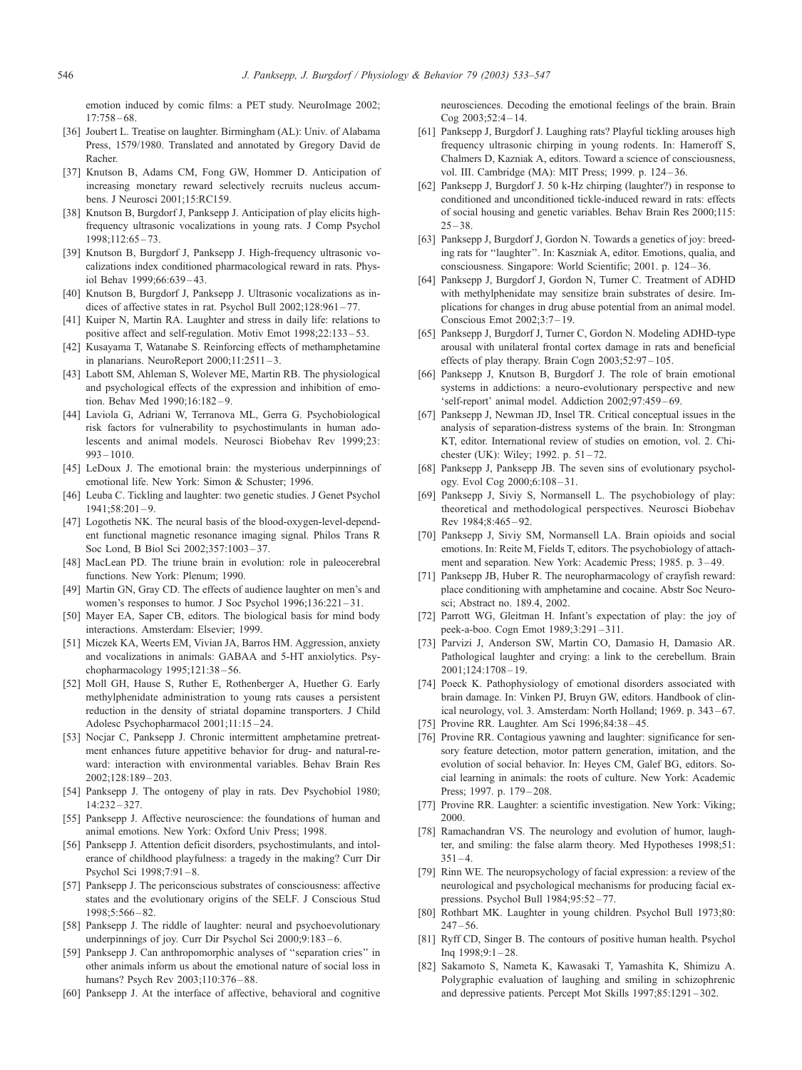emotion induced by comic films: a PET study. NeuroImage 2002;17:758–68.

[36] Joubert L. Treatise on laughter. Birmingham (AL): Univ. of Alabama Press, 1579/1980. Translated and annotated by Gregory David de Racher.

[37] Knutson B, Adams CM, Fong GW, Hommer D. Anticipation of increasing monetary reward selectively recruits nucleus accumbens. J Neurosci 2001;15:RC159.

[38] Knutson B, Burgdorf J, Panksepp J. Anticipation of play elicits high-frequency ultrasonic vocalizations in young rats. J Comp Psychol 1998;112:65–73.

[39] Knutson B, Burgdorf J, Panksepp J. High-frequency ultrasonic vocalizations index conditioned pharmacological reward in rats. Physiol Behav 1999;66:639–43.

[40] Knutson B, Burgdorf J, Panksepp J. Ultrasonic vocalizations as indices of affective states in rat. Psychol Bull 2002;128:961–77.

[41] Kuiper N, Martin RA. Laughter and stress in daily life: relations to positive affect and self-regulation. Motiv Emot 1998;22:133–53.

[42] Kusayama T, Watanabe S. Reinforcing effects of methamphetamine in planarians. NeuroReport 2000;11:2511–3.

[43] Labott SM, Ahleman S, Wolever ME, Martin RB. The physiological and psychological effects of the expression and inhibition of emotion. Behav Med 1990;16:182–9.

[44] Laviola G, Adriani W, Terranova ML, Gerra G. Psychobiological risk factors for vulnerability to psychostimulants in human adolescents and animal models. Neurosci Biobehav Rev 1999;23:993–1010.

[45] LeDoux J. The emotional brain: the mysterious underpinnings of emotional life. New York: Simon & Schuster; 1996.

[46] Leuba C. Tickling and laughter: two genetic studies. J Genet Psychol 1941;58:201–9.

[47] Logothetis NK. The neural basis of the blood-oxygen-level-dependent functional magnetic resonance imaging signal. Philos Trans R Soc Lond, B Biol Sci 2002;357:1003–37.

[48] MacLean PD. The triune brain in evolution: role in paleocerebral functions. New York: Plenum; 1990.

[49] Martin GN, Gray CD. The effects of audience laughter on men's and women's responses to humor. J Soc Psychol 1996;136:221–31.

[50] Mayer EA, Saper CB, editors. The biological basis for mind body interactions. Amsterdam: Elsevier; 1999.

[51] Miczek KA, Weerts EM, Vivian JA, Barros HM. Aggression, anxiety and vocalizations in animals: GABAA and 5-HT anxiolytics. Psychopharmacology 1995;121:38–56.

[52] Moll GH, Hause S, Ruther E, Rothenberger A, Huether G. Early methylphenidate administration to young rats causes a persistent reduction in the density of striatal dopamine transporters. J Child Adolesc Psychopharmacol 2001;11:15–24.

[53] Nocjar C, Panksepp J. Chronic intermittent amphetamine pretreatment enhances future appetitive behavior for drug- and natural-reward: interaction with environmental variables. Behav Brain Res 2002;128:189–203.

[54] Panksepp J. The ontogeny of play in rats. Dev Psychobiol 1980;14:232–327.

[55] Panksepp J. Affective neuroscience: the foundations of human and animal emotions. New York: Oxford Univ Press; 1998.

[56] Panksepp J. Attention deficit disorders, psychostimulants, and intolerance of childhood playfulness: a tragedy in the making? Curr Dir Psychol Sci 1998;7:91–8.

[57] Panksepp J. The periconscious substrates of consciousness: affective states and the evolutionary origins of the SELF. J Conscious Stud 1998;5:566–82.

[58] Panksepp J. The riddle of laughter: neural and psychoevolutionary underpinnings of joy. Curr Dir Psychol Sci 2000;9:183–6.

[59] Panksepp J. Can anthropomorphic analyses of "separation cries" in other animals inform us about the emotional nature of social loss in humans? Psych Rev 2003;110:376–88.

[60] Panksepp J. At the interface of affective, behavioral and cognitive neurosciences. Decoding the emotional feelings of the brain. Brain Cog 2003;52:4–14.

[61] Panksepp J, Burgdorf J. Laughing rats? Playful tickling arouses high frequency ultrasonic chirping in young rodents. In: Hameroff S, Chalmers D, Kazniak A, editors. Toward a science of consciousness, vol. III. Cambridge (MA): MIT Press; 1999. p. 124–36.

[62] Panksepp J, Burgdorf J. 50 k-Hz chirping (laughter?) in response to conditioned and unconditioned tickle-induced reward in rats: effects of social housing and genetic variables. Behav Brain Res 2000;115:25–38.

[63] Panksepp J, Burgdorf J, Gordon N. Towards a genetics of joy: breeding rats for "laughter". In: Kaszniak A, editor. Emotions, qualia, and consciousness. Singapore: World Scientific; 2001. p. 124–36.

[64] Panksepp J, Burgdorf J, Gordon N, Turner C. Treatment of ADHD with methylphenidate may sensitize brain substrates of desire. Implications for changes in drug abuse potential from an animal model. Conscious Emot 2002;3:7–19.

[65] Panksepp J, Burgdorf J, Turner C, Gordon N. Modeling ADHD-type arousal with unilateral frontal cortex damage in rats and beneficial effects of play therapy. Brain Cogn 2003;52:97–105.

[66] Panksepp J, Knutson B, Burgdorf J. The role of brain emotional systems in addictions: a neuro-evolutionary perspective and new 'self-report' animal model. Addiction 2002;97:459–69.

[67] Panksepp J, Newman JD, Insel TR. Critical conceptual issues in the analysis of separation-distress systems of the brain. In: Strongman KT, editor. International review of studies on emotion, vol. 2. Chichester (UK): Wiley; 1992. p. 51–72.

[68] Panksepp J, Panksepp JB. The seven sins of evolutionary psychology. Evol Cog 2000;6:108–31.

[69] Panksepp J, Siviy S, Normansell L. The psychobiology of play: theoretical and methodological perspectives. Neurosci Biobehav Rev 1984;8:465–92.

[70] Panksepp J, Siviy SM, Normansell LA. Brain opioids and social emotions. In: Reite M, Fields T, editors. The psychobiology of attachment and separation. New York: Academic Press; 1985. p. 3–49.

[71] Panksepp JB, Huber R. The neuropharmacology of crayfish reward: place conditioning with amphetamine and cocaine. Abstr Soc Neurosci; Abstract no. 189.4, 2002.

[72] Parrott WG, Gleitman H. Infant's expectation of play: the joy of peek-a-boo. Cogn Emot 1989;3:291–311.

[73] Parvizi J, Anderson SW, Martin CO, Damasio H, Damasio AR. Pathological laughter and crying: a link to the cerebellum. Brain 2001;124:1708–19.

[74] Poeck K. Pathophysiology of emotional disorders associated with brain damage. In: Vinken PJ, Bruyn GW, editors. Handbook of clinical neurology, vol. 3. Amsterdam: North Holland; 1969. p. 343–67.

[75] Provine RR. Laughter. Am Sci 1996;84:38–45.

[76] Provine RR. Contagious yawning and laughter: significance for sensory feature detection, motor pattern generation, imitation, and the evolution of social behavior. In: Heyes CM, Galef BG, editors. Social learning in animals: the roots of culture. New York: Academic Press; 1997. p. 179–208.

[77] Provine RR. Laughter: a scientific investigation. New York: Viking; 2000.

[78] Ramachandran VS. The neurology and evolution of humor, laughter, and smiling: the false alarm theory. Med Hypotheses 1998;51:351–4.

[79] Rinn WE. The neuropsychology of facial expression: a review of the neurological and psychological mechanisms for producing facial expressions. Psychol Bull 1984;95:52–77.

[80] Rothbart MK. Laughter in young children. Psychol Bull 1973;80:247–56.

[81] Ryff CD, Singer B. The contours of positive human health. Psychol Inq 1998;9:1–28.

[82] Sakamoto S, Nameta K, Kawasaki T, Yamashita K, Shimizu A. Polygraphic evaluation of laughing and smiling in schizophrenic and depressive patients. Percept Mot Skills 1997;85:1291–302.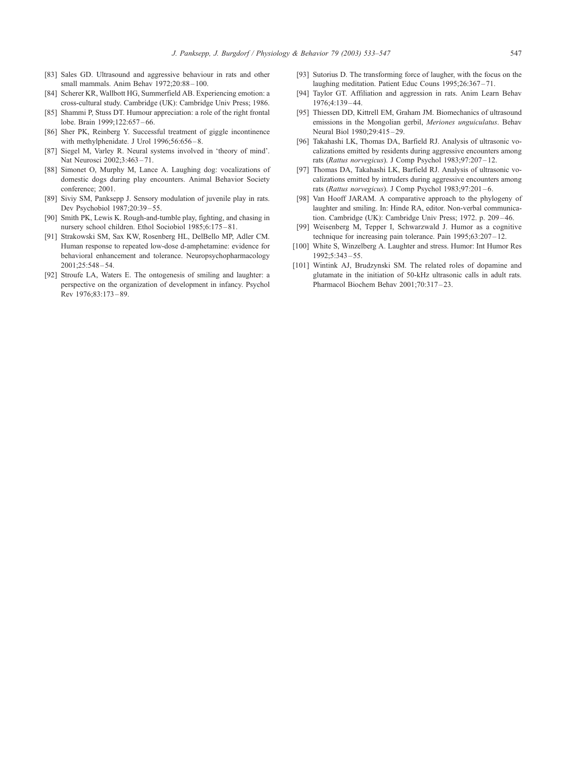[83] Sales GD. Ultrasound and aggressive behaviour in rats and other small mammals. Anim Behav 1972;20:88–100.

[84] Scherer KR, Wallbott HG, Summerfield AB. Experiencing emotion: a cross-cultural study. Cambridge (UK): Cambridge Univ Press; 1986.

[85] Shammi P, Stuss DT. Humour appreciation: a role of the right frontal lobe. Brain 1999;122:657–66.

[86] Sher PK, Reinberg Y. Successful treatment of giggle incontinence with methylphenidate. J Urol 1996;56:656–8.

[87] Siegel M, Varley R. Neural systems involved in 'theory of mind'. Nat Neurosci 2002;3:463–71.

[88] Simonet O, Murphy M, Lance A. Laughing dog: vocalizations of domestic dogs during play encounters. Animal Behavior Society conference; 2001.

[89] Siviy SM, Panksepp J. Sensory modulation of juvenile play in rats. Dev Psychobiol 1987;20:39–55.

[90] Smith PK, Lewis K. Rough-and-tumble play, fighting, and chasing in nursery school children. Ethol Sociobiol 1985;6:175–81.

[91] Strakowski SM, Sax KW, Rosenberg HL, DelBello MP, Adler CM. Human response to repeated low-dose d-amphetamine: evidence for behavioral enhancement and tolerance. Neuropsychopharmacology 2001;25:548–54.

[92] Stroufe LA, Waters E. The ontogenesis of smiling and laughter: a perspective on the organization of development in infancy. Psychol Rev 1976;83:173–89.

[93] Sutorius D. The transforming force of laugher, with the focus on the laughing meditation. Patient Educ Couns 1995;26:367–71.

[94] Taylor GT. Affiliation and aggression in rats. Anim Learn Behav 1976;4:139–44.

[95] Thiessen DD, Kittrell EM, Graham JM. Biomechanics of ultrasound emissions in the Mongolian gerbil, *Meriones unguiculatus*. Behav Neural Biol 1980;29:415–29.

[96] Takahashi LK, Thomas DA, Barfield RJ. Analysis of ultrasonic vocalizations emitted by residents during aggressive encounters among rats (*Rattus norvegicus*). J Comp Psychol 1983;97:207–12.

[97] Thomas DA, Takahashi LK, Barfield RJ. Analysis of ultrasonic vocalizations emitted by intruders during aggressive encounters among rats (*Rattus norvegicus*). J Comp Psychol 1983;97:201–6.

[98] Van Hooff JARAM. A comparative approach to the phylogeny of laughter and smiling. In: Hinde RA, editor. Non-verbal communication. Cambridge (UK): Cambridge Univ Press; 1972. p. 209–46.

[99] Weisenberg M, Tepper I, Schwarzwald J. Humor as a cognitive technique for increasing pain tolerance. Pain 1995;63:207–12.

[100] White S, Winzelberg A. Laughter and stress. Humor: Int Humor Res 1992;5:343–55.

[101] Wintink AJ, Brudzynski SM. The related roles of dopamine and glutamate in the initiation of 50-kHz ultrasonic calls in adult rats. Pharmacol Biochem Behav 2001;70:317–23.